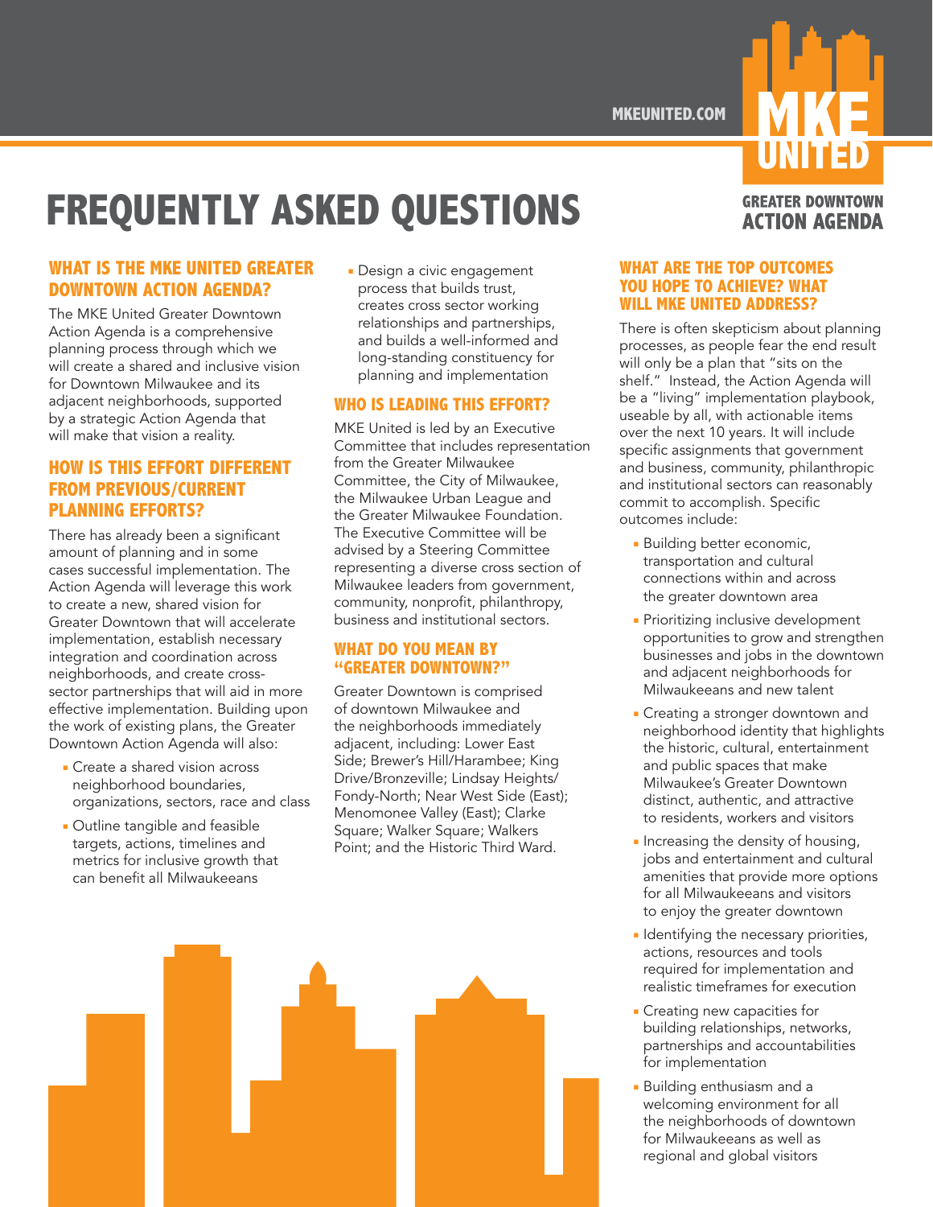MKEUNITED.COM

MKE UNITED

GREATER DOWNTOWN ACTION AGENDA

# FREQUENTLY ASKED QUESTIONS

## WHAT IS THE MKE UNITED GREATER DOWNTOWN ACTION AGENDA?

The MKE United Greater Downtown Action Agenda is a comprehensive planning process through which we will create a shared and inclusive vision for Downtown Milwaukee and its adjacent neighborhoods, supported by a strategic Action Agenda that will make that vision a reality.

## HOW IS THIS EFFORT DIFFERENT FROM PREVIOUS/CURRENT PLANNING EFFORTS?

There has already been a significant amount of planning and in some cases successful implementation. The Action Agenda will leverage this work to create a new, shared vision for Greater Downtown that will accelerate implementation, establish necessary integration and coordination across neighborhoods, and create cross-sector partnerships that will aid in more effective implementation. Building upon the work of existing plans, the Greater Downtown Action Agenda will also:

- Create a shared vision across neighborhood boundaries, organizations, sectors, race and class
- Outline tangible and feasible targets, actions, timelines and metrics for inclusive growth that can benefit all Milwaukeeans
- Design a civic engagement process that builds trust, creates cross sector working relationships and partnerships, and builds a well-informed and long-standing constituency for planning and implementation

## WHO IS LEADING THIS EFFORT?

MKE United is led by an Executive Committee that includes representation from the Greater Milwaukee Committee, the City of Milwaukee, the Milwaukee Urban League and the Greater Milwaukee Foundation. The Executive Committee will be advised by a Steering Committee representing a diverse cross section of Milwaukee leaders from government, community, nonprofit, philanthropy, business and institutional sectors.

## WHAT DO YOU MEAN BY "GREATER DOWNTOWN?"

Greater Downtown is comprised of downtown Milwaukee and the neighborhoods immediately adjacent, including: Lower East Side; Brewer's Hill/Harambee; King Drive/Bronzeville; Lindsay Heights/ Fondy-North; Near West Side (East); Menomonee Valley (East); Clarke Square; Walker Square; Walkers Point; and the Historic Third Ward.

## WHAT ARE THE TOP OUTCOMES YOU HOPE TO ACHIEVE? WHAT WILL MKE UNITED ADDRESS?

There is often skepticism about planning processes, as people fear the end result will only be a plan that "sits on the shelf." Instead, the Action Agenda will be a "living" implementation playbook, useable by all, with actionable items over the next 10 years. It will include specific assignments that government and business, community, philanthropic and institutional sectors can reasonably commit to accomplish. Specific outcomes include:

- Building better economic, transportation and cultural connections within and across the greater downtown area
- Prioritizing inclusive development opportunities to grow and strengthen businesses and jobs in the downtown and adjacent neighborhoods for Milwaukeeans and new talent
- Creating a stronger downtown and neighborhood identity that highlights the historic, cultural, entertainment and public spaces that make Milwaukee's Greater Downtown distinct, authentic, and attractive to residents, workers and visitors
- Increasing the density of housing, jobs and entertainment and cultural amenities that provide more options for all Milwaukeeans and visitors to enjoy the greater downtown
- Identifying the necessary priorities, actions, resources and tools required for implementation and realistic timeframes for execution
- Creating new capacities for building relationships, networks, partnerships and accountabilities for implementation
- Building enthusiasm and a welcoming environment for all the neighborhoods of downtown for Milwaukeeans as well as regional and global visitors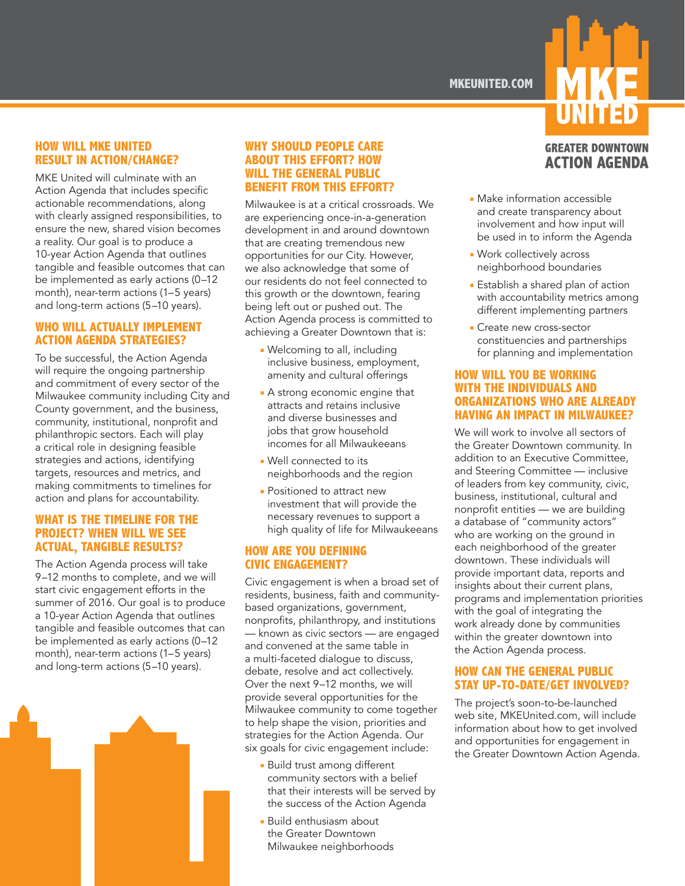## HOW WILL MKE UNITED RESULT IN ACTION/CHANGE?

MKE United will culminate with an Action Agenda that includes specific actionable recommendations, along with clearly assigned responsibilities, to ensure the new, shared vision becomes a reality. Our goal is to produce a 10-year Action Agenda that outlines tangible and feasible outcomes that can be implemented as early actions (0–12 month), near-term actions (1–5 years) and long-term actions (5–10 years).

## WHO WILL ACTUALLY IMPLEMENT ACTION AGENDA STRATEGIES?

To be successful, the Action Agenda will require the ongoing partnership and commitment of every sector of the Milwaukee community including City and County government, and the business, community, institutional, nonprofit and philanthropic sectors. Each will play a critical role in designing feasible strategies and actions, identifying targets, resources and metrics, and making commitments to timelines for action and plans for accountability.

## WHAT IS THE TIMELINE FOR THE PROJECT? WHEN WILL WE SEE ACTUAL, TANGIBLE RESULTS?

The Action Agenda process will take 9–12 months to complete, and we will start civic engagement efforts in the summer of 2016. Our goal is to produce a 10-year Action Agenda that outlines tangible and feasible outcomes that can be implemented as early actions (0–12 month), near-term actions (1–5 years) and long-term actions (5–10 years).

## WHY SHOULD PEOPLE CARE ABOUT THIS EFFORT? HOW WILL THE GENERAL PUBLIC BENEFIT FROM THIS EFFORT?

Milwaukee is at a critical crossroads. We are experiencing once-in-a-generation development in and around downtown that are creating tremendous new opportunities for our City. However, we also acknowledge that some of our residents do not feel connected to this growth or the downtown, fearing being left out or pushed out. The Action Agenda process is committed to achieving a Greater Downtown that is:

- Welcoming to all, including inclusive business, employment, amenity and cultural offerings
- A strong economic engine that attracts and retains inclusive and diverse businesses and jobs that grow household incomes for all Milwaukeeans
- Well connected to its neighborhoods and the region
- Positioned to attract new investment that will provide the necessary revenues to support a high quality of life for Milwaukeeans

## HOW ARE YOU DEFINING CIVIC ENGAGEMENT?

Civic engagement is when a broad set of residents, business, faith and community-based organizations, government, nonprofits, philanthropy, and institutions — known as civic sectors — are engaged and convened at the same table in a multi-faceted dialogue to discuss, debate, resolve and act collectively. Over the next 9–12 months, we will provide several opportunities for the Milwaukee community to come together to help shape the vision, priorities and strategies for the Action Agenda. Our six goals for civic engagement include:

- Build trust among different community sectors with a belief that their interests will be served by the success of the Action Agenda
- Build enthusiasm about the Greater Downtown Milwaukee neighborhoods
- Make information accessible and create transparency about involvement and how input will be used in to inform the Agenda
- Work collectively across neighborhood boundaries
- Establish a shared plan of action with accountability metrics among different implementing partners
- Create new cross-sector constituencies and partnerships for planning and implementation

## HOW WILL YOU BE WORKING WITH THE INDIVIDUALS AND ORGANIZATIONS WHO ARE ALREADY HAVING AN IMPACT IN MILWAUKEE?

We will work to involve all sectors of the Greater Downtown community. In addition to an Executive Committee, and Steering Committee — inclusive of leaders from key community, civic, business, institutional, cultural and nonprofit entities — we are building a database of "community actors" who are working on the ground in each neighborhood of the greater downtown. These individuals will provide important data, reports and insights about their current plans, programs and implementation priorities with the goal of integrating the work already done by communities within the greater downtown into the Action Agenda process.

## HOW CAN THE GENERAL PUBLIC STAY UP-TO-DATE/GET INVOLVED?

The project's soon-to-be-launched web site, MKEUnited.com, will include information about how to get involved and opportunities for engagement in the Greater Downtown Action Agenda.